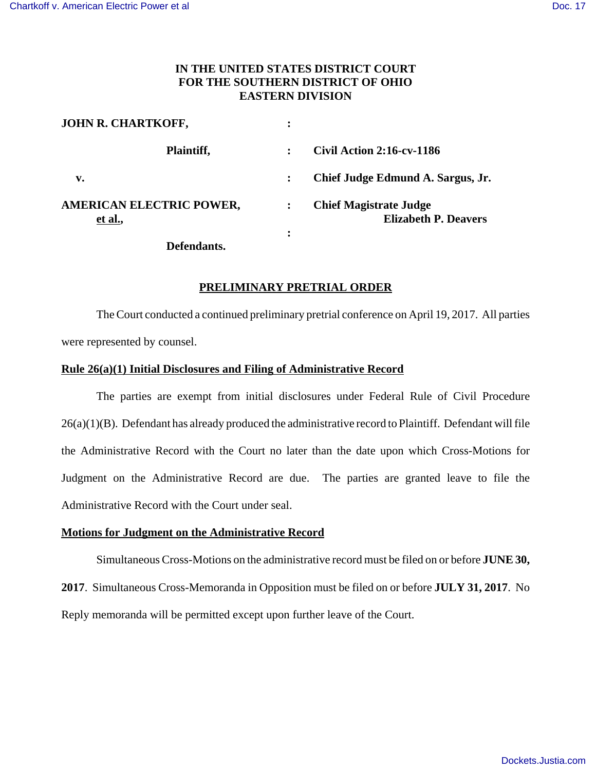**IN THE UNITED STATES DISTRICT COURT**
**FOR THE SOUTHERN DISTRICT OF OHIO**
**EASTERN DIVISION**

| | | |
|---|---|---|
| **JOHN R. CHARTKOFF,** | : | |
| **Plaintiff,** | : | **Civil Action 2:16-cv-1186** |
| **v.** | : | **Chief Judge Edmund A. Sargus, Jr.** |
| **AMERICAN ELECTRIC POWER, et al.,** | : | **Chief Magistrate Judge Elizabeth P. Deavers** |
| **Defendants.** | : | |

**PRELIMINARY PRETRIAL ORDER**

The Court conducted a continued preliminary pretrial conference on April 19, 2017. All parties were represented by counsel.

**Rule 26(a)(1) Initial Disclosures and Filing of Administrative Record**

The parties are exempt from initial disclosures under Federal Rule of Civil Procedure 26(a)(1)(B). Defendant has already produced the administrative record to Plaintiff. Defendant will file the Administrative Record with the Court no later than the date upon which Cross-Motions for Judgment on the Administrative Record are due. The parties are granted leave to file the Administrative Record with the Court under seal.

**Motions for Judgment on the Administrative Record**

Simultaneous Cross-Motions on the administrative record must be filed on or before **JUNE 30, 2017**. Simultaneous Cross-Memoranda in Opposition must be filed on or before **JULY 31, 2017**. No Reply memoranda will be permitted except upon further leave of the Court.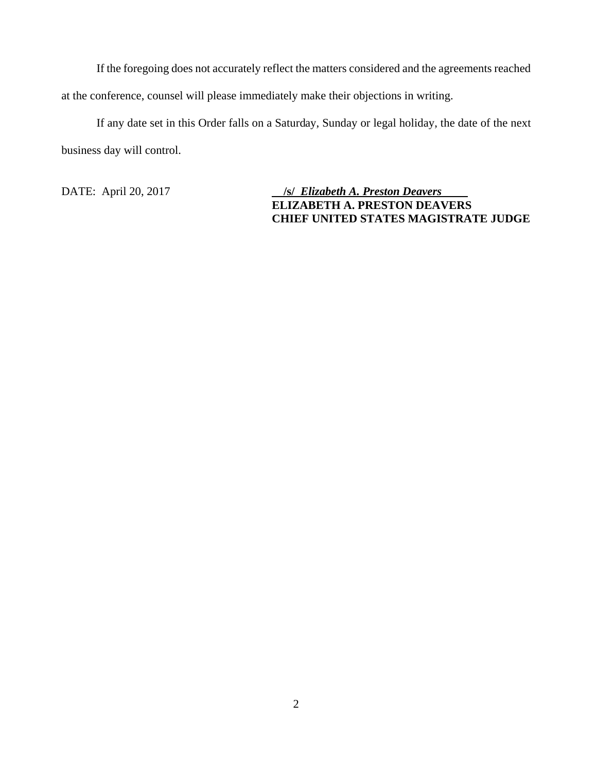If the foregoing does not accurately reflect the matters considered and the agreements reached at the conference, counsel will please immediately make their objections in writing.

If any date set in this Order falls on a Saturday, Sunday or legal holiday, the date of the next business day will control.

DATE: April 20, 2017

**/s/ *Elizabeth A. Preston Deavers***
**ELIZABETH A. PRESTON DEAVERS**
**CHIEF UNITED STATES MAGISTRATE JUDGE**